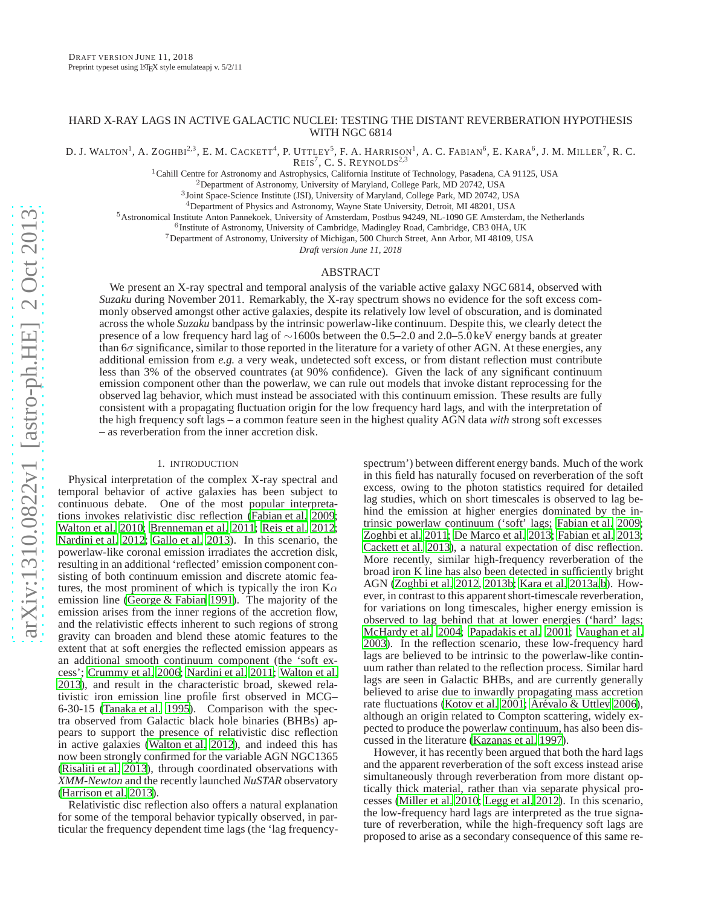Draft version June 11, 2018
Preprint typeset using LaTeX style emulateapj v. 5/2/11

# HARD X-RAY LAGS IN ACTIVE GALACTIC NUCLEI: TESTING THE DISTANT REVERBERATION HYPOTHESIS WITH NGC 6814

D. J. Walton[1], A. Zoghbi[2,3], E. M. Cackett[4], P. Uttley[5], F. A. Harrison[1], A. C. Fabian[6], E. Kara[6], J. M. Miller[7], R. C. Reis[7], C. S. Reynolds[2,3]

[1]Cahill Centre for Astronomy and Astrophysics, California Institute of Technology, Pasadena, CA 91125, USA
[2]Department of Astronomy, University of Maryland, College Park, MD 20742, USA
[3]Joint Space-Science Institute (JSI), University of Maryland, College Park, MD 20742, USA
[4]Department of Physics and Astronomy, Wayne State University, Detroit, MI 48201, USA
[5]Astronomical Institute Anton Pannekoek, University of Amsterdam, Postbus 94249, NL-1090 GE Amsterdam, the Netherlands
[6]Institute of Astronomy, University of Cambridge, Madingley Road, Cambridge, CB3 0HA, UK
[7]Department of Astronomy, University of Michigan, 500 Church Street, Ann Arbor, MI 48109, USA

*Draft version June 11, 2018*

## ABSTRACT

We present an X-ray spectral and temporal analysis of the variable active galaxy NGC 6814, observed with *Suzaku* during November 2011. Remarkably, the X-ray spectrum shows no evidence for the soft excess commonly observed amongst other active galaxies, despite its relatively low level of obscuration, and is dominated across the whole *Suzaku* bandpass by the intrinsic powerlaw-like continuum. Despite this, we clearly detect the presence of a low frequency hard lag of ∼1600s between the 0.5–2.0 and 2.0–5.0 keV energy bands at greater than $6\sigma$ significance, similar to those reported in the literature for a variety of other AGN. At these energies, any additional emission from *e.g.* a very weak, undetected soft excess, or from distant reflection must contribute less than 3% of the observed countrates (at 90% confidence). Given the lack of any significant continuum emission component other than the powerlaw, we can rule out models that invoke distant reprocessing for the observed lag behavior, which must instead be associated with this continuum emission. These results are fully consistent with a propagating fluctuation origin for the low frequency hard lags, and with the interpretation of the high frequency soft lags – a common feature seen in the highest quality AGN data *with* strong soft excesses – as reverberation from the inner accretion disk.

## 1. INTRODUCTION

Physical interpretation of the complex X-ray spectral and temporal behavior of active galaxies has been subject to continuous debate. One of the most popular interpretations invokes relativistic disc reflection (Fabian et al. 2009; Walton et al. 2010; Brenneman et al. 2011; Reis et al. 2012; Nardini et al. 2012; Gallo et al. 2013). In this scenario, the powerlaw-like coronal emission irradiates the accretion disk, resulting in an additional 'reflected' emission component consisting of both continuum emission and discrete atomic features, the most prominent of which is typically the iron K$\alpha$ emission line (George & Fabian 1991). The majority of the emission arises from the inner regions of the accretion flow, and the relativistic effects inherent to such regions of strong gravity can broaden and blend these atomic features to the extent that at soft energies the reflected emission appears as an additional smooth continuum component (the 'soft excess'; Crummy et al. 2006; Nardini et al. 2011; Walton et al. 2013), and result in the characteristic broad, skewed relativistic iron emission line profile first observed in MCG–6-30-15 (Tanaka et al. 1995). Comparison with the spectra observed from Galactic black hole binaries (BHBs) appears to support the presence of relativistic disc reflection in active galaxies (Walton et al. 2012), and indeed this has now been strongly confirmed for the variable AGN NGC1365 (Risaliti et al. 2013), through coordinated observations with *XMM-Newton* and the recently launched *NuSTAR* observatory (Harrison et al. 2013).

Relativistic disc reflection also offers a natural explanation for some of the temporal behavior typically observed, in particular the frequency dependent time lags (the 'lag frequency-spectrum') between different energy bands. Much of the work in this field has naturally focused on reverberation of the soft excess, owing to the photon statistics required for detailed lag studies, which on short timescales is observed to lag behind the intrinsic powerlaw continuum ('soft' lags; Fabian et al. 2009; Zoghbi et al. 2011; De Marco et al. 2013; Fabian et al. 2013; Cackett et al. 2013), a natural expectation of disc reflection. More recently, similar high-frequency reverberation of the broad iron K line has also been detected in sufficiently bright AGN (Zoghbi et al. 2012, 2013b; Kara et al. 2013a,b). However, in contrast to this apparent short-timescale reverberation, for variations on long timescales, higher energy emission is observed to lag behind that at lower energies ('hard' lags; McHardy et al. 2004; Papadakis et al. 2001; Vaughan et al. 2003). In the reflection scenario, these low-frequency hard lags are believed to be intrinsic to the powerlaw-like continuum rather than related to the reflection process. Similar hard lags are seen in Galactic BHBs, and are currently generally believed to arise due to inwardly propagating mass accretion rate fluctuations (Kotov et al. 2001; Arévalo & Uttley 2006), although an origin related to Compton scattering, widely expected to produce the powerlaw continuum, has also been discussed in the literature (Kazanas et al. 1997).

However, it has recently been argued that both the hard lags and the apparent reverberation of the soft excess instead arise simultaneously through reverberation from more distant optically thick material, rather than via separate physical processes (Miller et al. 2010; Legg et al. 2012). In this scenario, the low-frequency hard lags are interpreted as the true signature of reverberation, while the high-frequency soft lags are proposed to arise as a secondary consequence of this same re-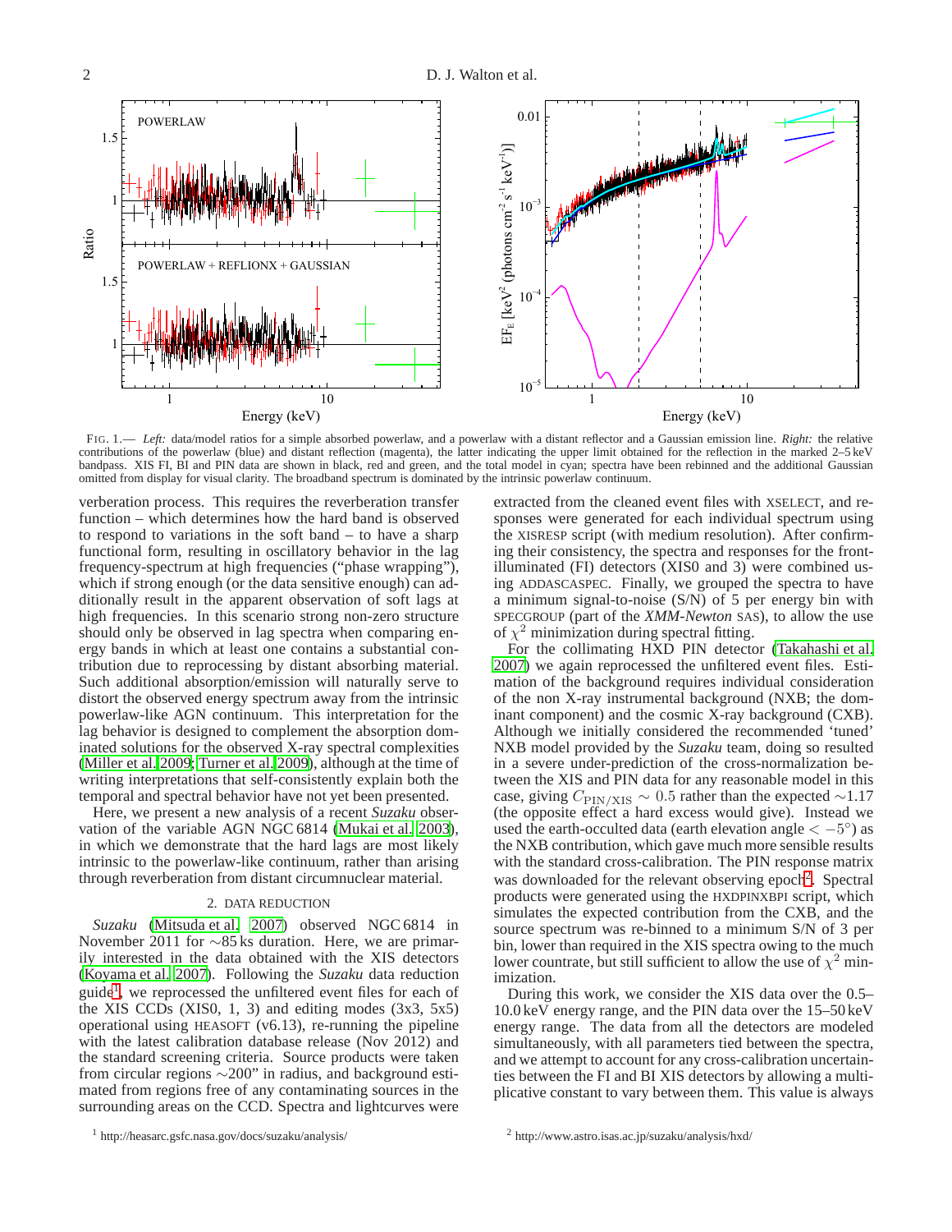FIG. 1.— *Left:* data/model ratios for a simple absorbed powerlaw, and a powerlaw with a distant reflector and a Gaussian emission line. *Right:* the relative contributions of the powerlaw (blue) and distant reflection (magenta), the latter indicating the upper limit obtained for the reflection in the marked 2–5 keV bandpass. XIS FI, BI and PIN data are shown in black, red and green, and the total model in cyan; spectra have been rebinned and the additional Gaussian omitted from display for visual clarity. The broadband spectrum is dominated by the intrinsic powerlaw continuum.

verberation process. This requires the reverberation transfer function – which determines how the hard band is observed to respond to variations in the soft band – to have a sharp functional form, resulting in oscillatory behavior in the lag frequency-spectrum at high frequencies ("phase wrapping"), which if strong enough (or the data sensitive enough) can additionally result in the apparent observation of soft lags at high frequencies. In this scenario strong non-zero structure should only be observed in lag spectra when comparing energy bands in which at least one contains a substantial contribution due to reprocessing by distant absorbing material. Such additional absorption/emission will naturally serve to distort the observed energy spectrum away from the intrinsic powerlaw-like AGN continuum. This interpretation for the lag behavior is designed to complement the absorption dominated solutions for the observed X-ray spectral complexities (Miller et al. 2009; Turner et al. 2009), although at the time of writing interpretations that self-consistently explain both the temporal and spectral behavior have not yet been presented.

Here, we present a new analysis of a recent *Suzaku* observation of the variable AGN NGC 6814 (Mukai et al. 2003), in which we demonstrate that the hard lags are most likely intrinsic to the powerlaw-like continuum, rather than arising through reverberation from distant circumnuclear material.

## 2. DATA REDUCTION

*Suzaku* (Mitsuda et al. 2007) observed NGC 6814 in November 2011 for $\sim$85 ks duration. Here, we are primarily interested in the data obtained with the XIS detectors (Koyama et al. 2007). Following the *Suzaku* data reduction guide[1], we reprocessed the unfiltered event files for each of the XIS CCDs (XIS0, 1, 3) and editing modes (3x3, 5x5) operational using HEASOFT (v6.13), re-running the pipeline with the latest calibration database release (Nov 2012) and the standard screening criteria. Source products were taken from circular regions $\sim$200" in radius, and background estimated from regions free of any contaminating sources in the surrounding areas on the CCD. Spectra and lightcurves were extracted from the cleaned event files with XSELECT, and responses were generated for each individual spectrum using the XISRESP script (with medium resolution). After confirming their consistency, the spectra and responses for the front-illuminated (FI) detectors (XIS0 and 3) were combined using ADDASCASPEC. Finally, we grouped the spectra to have a minimum signal-to-noise (S/N) of 5 per energy bin with SPECGROUP (part of the *XMM-Newton* SAS), to allow the use of $\chi^2$ minimization during spectral fitting.

For the collimating HXD PIN detector (Takahashi et al. 2007) we again reprocessed the unfiltered event files. Estimation of the background requires individual consideration of the non X-ray instrumental background (NXB; the dominant component) and the cosmic X-ray background (CXB). Although we initially considered the recommended 'tuned' NXB model provided by the *Suzaku* team, doing so resulted in a severe under-prediction of the cross-normalization between the XIS and PIN data for any reasonable model in this case, giving $C_{\rm PIN/XIS} \sim 0.5$ rather than the expected $\sim$1.17 (the opposite effect a hard excess would give). Instead we used the earth-occulted data (earth elevation angle $< -5^{\circ}$) as the NXB contribution, which gave much more sensible results with the standard cross-calibration. The PIN response matrix was downloaded for the relevant observing epoch[2]. Spectral products were generated using the HXDPINXBPI script, which simulates the expected contribution from the CXB, and the source spectrum was re-binned to a minimum S/N of 3 per bin, lower than required in the XIS spectra owing to the much lower countrate, but still sufficient to allow the use of $\chi^2$ minimization.

During this work, we consider the XIS data over the 0.5–10.0 keV energy range, and the PIN data over the 15–50 keV energy range. The data from all the detectors are modeled simultaneously, with all parameters tied between the spectra, and we attempt to account for any cross-calibration uncertainties between the FI and BI XIS detectors by allowing a multiplicative constant to vary between them. This value is always

[1] http://heasarc.gsfc.nasa.gov/docs/suzaku/analysis/

[2] http://www.astro.isas.ac.jp/suzaku/analysis/hxd/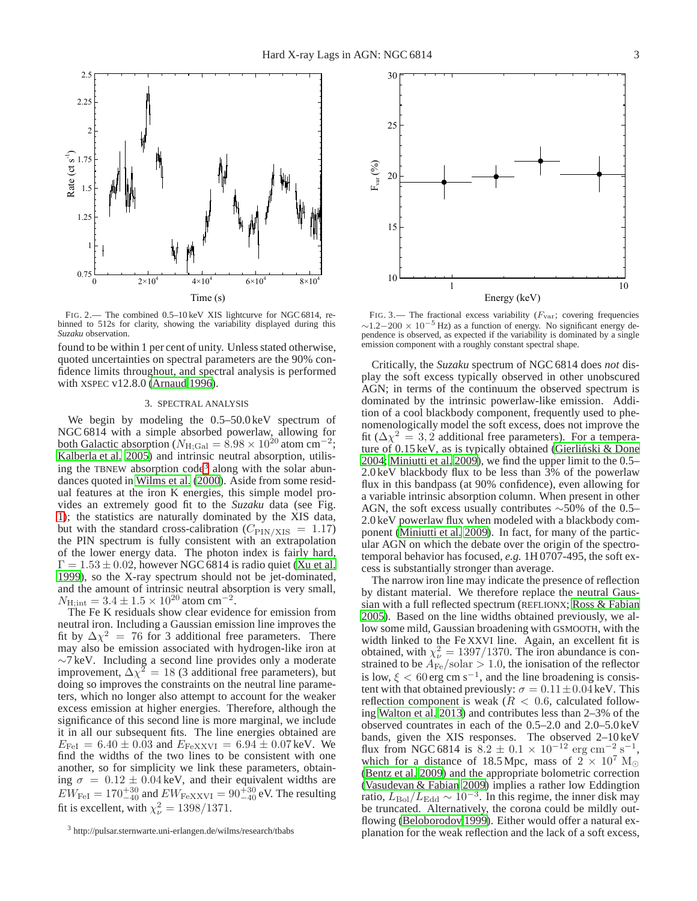FIG. 2.— The combined 0.5–10 keV XIS lightcurve for NGC 6814, rebinned to 512s for clarity, showing the variability displayed during this *Suzaku* observation.

FIG. 3.— The fractional excess variability ($F_{\rm var}$; covering frequencies $\sim$1.2$-$200 $\times$ $10^{-5}$ Hz) as a function of energy. No significant energy dependence is observed, as expected if the variability is dominated by a single emission component with a roughly constant spectral shape.

found to be within 1 per cent of unity. Unless stated otherwise, quoted uncertainties on spectral parameters are the 90% confidence limits throughout, and spectral analysis is performed with XSPEC v12.8.0 (Arnaud 1996).

## 3. SPECTRAL ANALYSIS

We begin by modeling the 0.5–50.0 keV spectrum of NGC 6814 with a simple absorbed powerlaw, allowing for both Galactic absorption ($N_{\rm H;Gal} = 8.98 \times 10^{20}$ atom cm$^{-2}$; Kalberla et al. 2005) and intrinsic neutral absorption, utilising the TBNEW absorption code[3] along with the solar abundances quoted in Wilms et al. (2000). Aside from some residual features at the iron K energies, this simple model provides an extremely good fit to the *Suzaku* data (see Fig. 1); the statistics are naturally dominated by the XIS data, but with the standard cross-calibration ($C_{\rm PIN/XIS} = 1.17$) the PIN spectrum is fully consistent with an extrapolation of the lower energy data. The photon index is fairly hard, $\Gamma = 1.53 \pm 0.02$, however NGC 6814 is radio quiet (Xu et al. 1999), so the X-ray spectrum should not be jet-dominated, and the amount of intrinsic neutral absorption is very small, $N_{\rm H;int} = 3.4 \pm 1.5 \times 10^{20}$ atom cm$^{-2}$.

The Fe K residuals show clear evidence for emission from neutral iron. Including a Gaussian emission line improves the fit by $\Delta\chi^2 = 76$ for 3 additional free parameters. There may also be emission associated with hydrogen-like iron at $\sim$7 keV. Including a second line provides only a moderate improvement, $\Delta\chi^2 = 18$ (3 additional free parameters), but doing so improves the constraints on the neutral line parameters, which no longer also attempt to account for the weaker excess emission at higher energies. Therefore, although the significance of this second line is more marginal, we include it in all our subsequent fits. The line energies obtained are $E_{\rm FeI} = 6.40 \pm 0.03$ and $E_{\rm FeXXVI} = 6.94 \pm 0.07$ keV. We find the widths of the two lines to be consistent with one another, so for simplicity we link these parameters, obtaining $\sigma = 0.12 \pm 0.04$ keV, and their equivalent widths are $EW_{\rm FeI} = 170^{+30}_{-40}$ and $EW_{\rm FeXXVI} = 90^{+30}_{-40}$ eV. The resulting fit is excellent, with $\chi^2_\nu = 1398/1371$.

Critically, the *Suzaku* spectrum of NGC 6814 does *not* display the soft excess typically observed in other unobscured AGN; in terms of the continuum the observed spectrum is dominated by the intrinsic powerlaw-like emission. Addition of a cool blackbody component, frequently used to phenomenologically model the soft excess, does not improve the fit ($\Delta\chi^2 = 3, 2$ additional free parameters). For a temperature of 0.15 keV, as is typically obtained (Gierliński & Done 2004; Miniutti et al. 2009), we find the upper limit to the 0.5–2.0 keV blackbody flux to be less than 3% of the powerlaw flux in this bandpass (at 90% confidence), even allowing for a variable intrinsic absorption column. When present in other AGN, the soft excess usually contributes $\sim$50% of the 0.5–2.0 keV powerlaw flux when modeled with a blackbody component (Miniutti et al. 2009). In fact, for many of the particular AGN on which the debate over the origin of the spectro-temporal behavior has focused, *e.g.* 1H 0707-495, the soft excess is substantially stronger than average.

The narrow iron line may indicate the presence of reflection by distant material. We therefore replace the neutral Gaussian with a full reflected spectrum (REFLIONX; Ross & Fabian 2005). Based on the line widths obtained previously, we allow some mild, Gaussian broadening with GSMOOTH, with the width linked to the Fe XXVI line. Again, an excellent fit is obtained, with $\chi^2_\nu = 1397/1370$. The iron abundance is constrained to be $A_{\rm Fe}$/solar $> 1.0$, the ionisation of the reflector is low, $\xi < 60$ erg cm s$^{-1}$, and the line broadening is consistent with that obtained previously: $\sigma = 0.11 \pm 0.04$ keV. This reflection component is weak ($R < 0.6$, calculated following Walton et al. 2013) and contributes less than 2–3% of the observed countrates in each of the 0.5–2.0 and 2.0–5.0 keV bands, given the XIS responses. The observed 2–10 keV flux from NGC 6814 is $8.2 \pm 0.1 \times 10^{-12}$ erg cm$^{-2}$ s$^{-1}$, which for a distance of 18.5 Mpc, mass of $2 \times 10^7$ M$_\odot$ (Bentz et al. 2009) and the appropriate bolometric correction (Vasudevan & Fabian 2009) implies a rather low Eddington ratio, $L_{\rm Bol}/L_{\rm Edd} \sim 10^{-3}$. In this regime, the inner disk may be truncated. Alternatively, the corona could be mildly outflowing (Beloborodov 1999). Either would offer a natural explanation for the weak reflection and the lack of a soft excess,

[3] http://pulsar.sternwarte.uni-erlangen.de/wilms/research/tbabs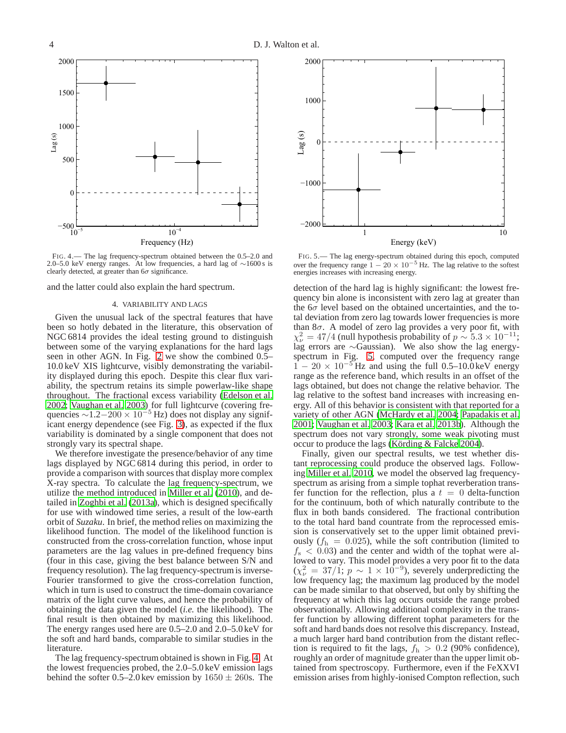FIG. 4.— The lag frequency-spectrum obtained between the 0.5–2.0 and 2.0–5.0 keV energy ranges. At low frequencies, a hard lag of ∼1600 s is clearly detected, at greater than 6$\sigma$ significance.

FIG. 5.— The lag energy-spectrum obtained during this epoch, computed over the frequency range $1-20\times10^{-5}$ Hz. The lag relative to the softest energies increases with increasing energy.

and the latter could also explain the hard spectrum.

## 4. VARIABILITY AND LAGS

Given the unusual lack of the spectral features that have been so hotly debated in the literature, this observation of NGC 6814 provides the ideal testing ground to distinguish between some of the varying explanations for the hard lags seen in other AGN. In Fig. 2 we show the combined 0.5–10.0 keV XIS lightcurve, visibly demonstrating the variability displayed during this epoch. Despite this clear flux variability, the spectrum retains its simple powerlaw-like shape throughout. The fractional excess variability (Edelson et al. 2002; Vaughan et al. 2003) for full lightcurve (covering frequencies $\sim1.2-200\times10^{-5}$ Hz) does not display any significant energy dependence (see Fig. 3), as expected if the flux variability is dominated by a single component that does not strongly vary its spectral shape.

We therefore investigate the presence/behavior of any time lags displayed by NGC 6814 during this period, in order to provide a comparison with sources that display more complex X-ray spectra. To calculate the lag frequency-spectrum, we utilize the method introduced in Miller et al. (2010), and detailed in Zoghbi et al. (2013a), which is designed specifically for use with windowed time series, a result of the low-earth orbit of *Suzaku*. In brief, the method relies on maximizing the likelihood function. The model of the likelihood function is constructed from the cross-correlation function, whose input parameters are the lag values in pre-defined frequency bins (four in this case, giving the best balance between S/N and frequency resolution). The lag frequency-spectrum is inverse-Fourier transformed to give the cross-correlation function, which in turn is used to construct the time-domain covariance matrix of the light curve values, and hence the probability of obtaining the data given the model (*i.e.* the likelihood). The final result is then obtained by maximizing this likelihood. The energy ranges used here are 0.5–2.0 and 2.0–5.0 keV for the soft and hard bands, comparable to similar studies in the literature.

The lag frequency-spectrum obtained is shown in Fig. 4. At the lowest frequencies probed, the 2.0–5.0 keV emission lags behind the softer 0.5–2.0 kev emission by $1650\pm260$s. The detection of the hard lag is highly significant: the lowest frequency bin alone is inconsistent with zero lag at greater than the 6$\sigma$ level based on the obtained uncertainties, and the total deviation from zero lag towards lower frequencies is more than 8$\sigma$. A model of zero lag provides a very poor fit, with $\chi^2_\nu=47/4$ (null hypothesis probability of $p\sim5.3\times10^{-11}$; lag errors are ∼Gaussian). We also show the lag energy-spectrum in Fig. 5, computed over the frequency range $1-20\times10^{-5}$ Hz and using the full 0.5–10.0 keV energy range as the reference band, which results in an offset of the lags obtained, but does not change the relative behavior. The lag relative to the softest band increases with increasing energy. All of this behavior is consistent with that reported for a variety of other AGN (McHardy et al. 2004; Papadakis et al. 2001; Vaughan et al. 2003; Kara et al. 2013b). Although the spectrum does not vary strongly, some weak pivoting must occur to produce the lags (Körding & Falcke 2004).

Finally, given our spectral results, we test whether distant reprocessing could produce the observed lags. Following Miller et al. 2010, we model the observed lag frequency-spectrum as arising from a simple tophat reverberation transfer function for the reflection, plus a $t=0$ delta-function for the continuum, both of which naturally contribute to the flux in both bands considered. The fractional contribution to the total hard band countrate from the reprocessed emission is conservatively set to the upper limit obtained previously ($f_{\rm h}=0.025$), while the soft contribution (limited to $f_{\rm s}<0.03$) and the center and width of the tophat were allowed to vary. This model provides a very poor fit to the data ($\chi^2_\nu=37/1$; $p\sim1\times10^{-9}$), severely underpredicting the low frequency lag; the maximum lag produced by the model can be made similar to that observed, but only by shifting the frequency at which this lag occurs outside the range probed observationally. Allowing additional complexity in the transfer function by allowing different tophat parameters for the soft and hard bands does not resolve this discrepancy. Instead, a much larger hard band contribution from the distant reflection is required to fit the lags, $f_{\rm h}>0.2$ (90% confidence), roughly an order of magnitude greater than the upper limit obtained from spectroscopy. Furthermore, even if the FeXXVI emission arises from highly-ionised Compton reflection, such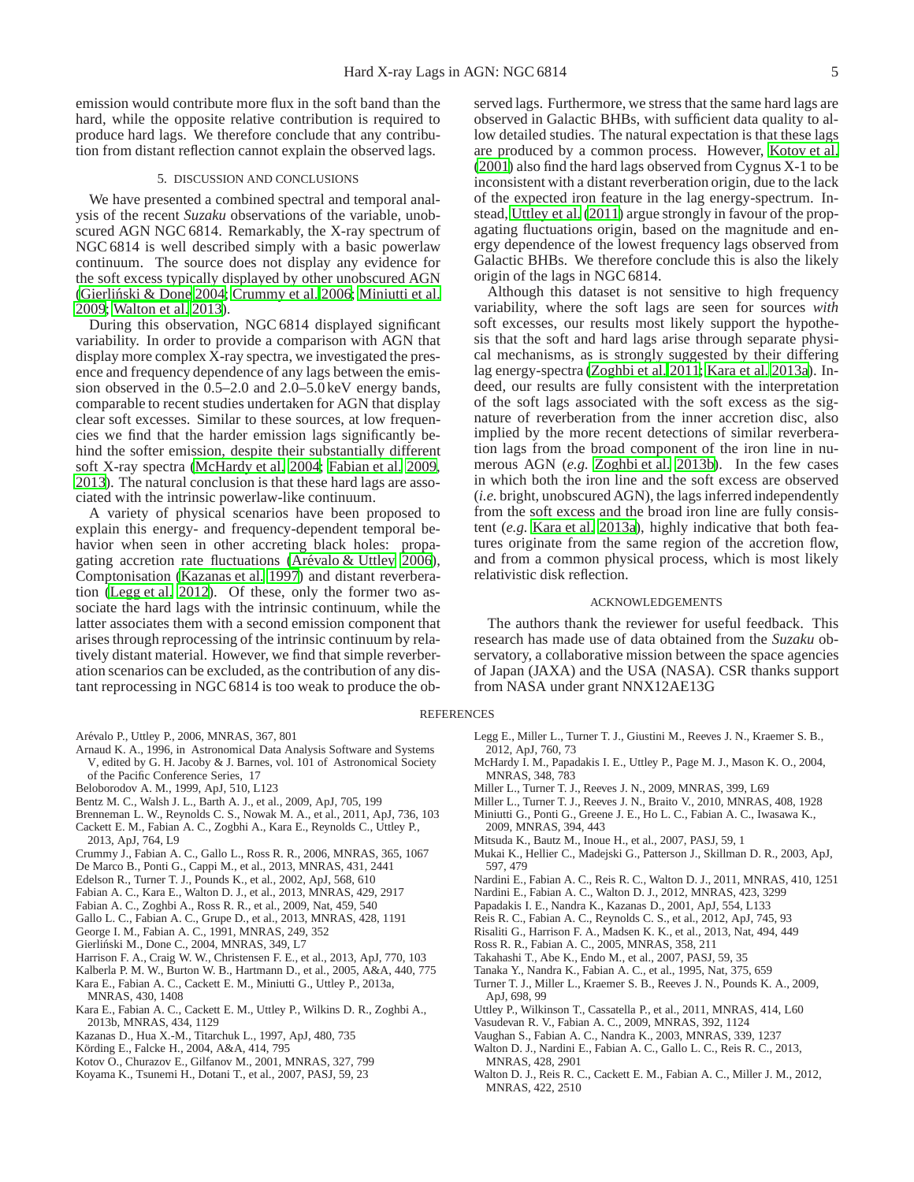emission would contribute more flux in the soft band than the hard, while the opposite relative contribution is required to produce hard lags. We therefore conclude that any contribution from distant reflection cannot explain the observed lags.

## 5. DISCUSSION AND CONCLUSIONS

We have presented a combined spectral and temporal analysis of the recent *Suzaku* observations of the variable, unobscured AGN NGC 6814. Remarkably, the X-ray spectrum of NGC 6814 is well described simply with a basic powerlaw continuum. The source does not display any evidence for the soft excess typically displayed by other unobscured AGN (Gierliński & Done 2004; Crummy et al. 2006; Miniutti et al. 2009; Walton et al. 2013).

During this observation, NGC 6814 displayed significant variability. In order to provide a comparison with AGN that display more complex X-ray spectra, we investigated the presence and frequency dependence of any lags between the emission observed in the 0.5–2.0 and 2.0–5.0 keV energy bands, comparable to recent studies undertaken for AGN that display clear soft excesses. Similar to these sources, at low frequencies we find that the harder emission lags significantly behind the softer emission, despite their substantially different soft X-ray spectra (McHardy et al. 2004; Fabian et al. 2009, 2013). The natural conclusion is that these hard lags are associated with the intrinsic powerlaw-like continuum.

A variety of physical scenarios have been proposed to explain this energy- and frequency-dependent temporal behavior when seen in other accreting black holes: propagating accretion rate fluctuations (Arévalo & Uttley 2006), Comptonisation (Kazanas et al. 1997) and distant reverberation (Legg et al. 2012). Of these, only the former two associate the hard lags with the intrinsic continuum, while the latter associates them with a second emission component that arises through reprocessing of the intrinsic continuum by relatively distant material. However, we find that simple reverberation scenarios can be excluded, as the contribution of any distant reprocessing in NGC 6814 is too weak to produce the observed lags. Furthermore, we stress that the same hard lags are observed in Galactic BHBs, with sufficient data quality to allow detailed studies. The natural expectation is that these lags are produced by a common process. However, Kotov et al. (2001) also find the hard lags observed from Cygnus X-1 to be inconsistent with a distant reverberation origin, due to the lack of the expected iron feature in the lag energy-spectrum. Instead, Uttley et al. (2011) argue strongly in favour of the propagating fluctuations origin, based on the magnitude and energy dependence of the lowest frequency lags observed from Galactic BHBs. We therefore conclude this is also the likely origin of the lags in NGC 6814.

Although this dataset is not sensitive to high frequency variability, where the soft lags are seen for sources *with* soft excesses, our results most likely support the hypothesis that the soft and hard lags arise through separate physical mechanisms, as is strongly suggested by their differing lag energy-spectra (Zoghbi et al. 2011; Kara et al. 2013a). Indeed, our results are fully consistent with the interpretation of the soft lags associated with the soft excess as the signature of reverberation from the inner accretion disc, also implied by the more recent detections of similar reverberation lags from the broad component of the iron line in numerous AGN (*e.g.* Zoghbi et al. 2013b). In the few cases in which both the iron line and the soft excess are observed (*i.e.* bright, unobscured AGN), the lags inferred independently from the soft excess and the broad iron line are fully consistent (*e.g.* Kara et al. 2013a), highly indicative that both features originate from the same region of the accretion flow, and from a common physical process, which is most likely relativistic disk reflection.

## ACKNOWLEDGEMENTS

The authors thank the reviewer for useful feedback. This research has made use of data obtained from the *Suzaku* observatory, a collaborative mission between the space agencies of Japan (JAXA) and the USA (NASA). CSR thanks support from NASA under grant NNX12AE13G

## REFERENCES

Arévalo P., Uttley P., 2006, MNRAS, 367, 801
Arnaud K. A., 1996, in Astronomical Data Analysis Software and Systems V, edited by G. H. Jacoby & J. Barnes, vol. 101 of Astronomical Society of the Pacific Conference Series, 17
Beloborodov A. M., 1999, ApJ, 510, L123
Bentz M. C., Walsh J. L., Barth A. J., et al., 2009, ApJ, 705, 199
Brenneman L. W., Reynolds C. S., Nowak M. A., et al., 2011, ApJ, 736, 103
Cackett E. M., Fabian A. C., Zogbhi A., Kara E., Reynolds C., Uttley P., 2013, ApJ, 764, L9
Crummy J., Fabian A. C., Gallo L., Ross R. R., 2006, MNRAS, 365, 1067
De Marco B., Ponti G., Cappi M., et al., 2013, MNRAS, 431, 2441
Edelson R., Turner T. J., Pounds K., et al., 2002, ApJ, 568, 610
Fabian A. C., Kara E., Walton D. J., et al., 2013, MNRAS, 429, 2917
Fabian A. C., Zoghbi A., Ross R. R., et al., 2009, Nat, 459, 540
Gallo L. C., Fabian A. C., Grupe D., et al., 2013, MNRAS, 428, 1191
George I. M., Fabian A. C., 1991, MNRAS, 249, 352
Gierliński M., Done C., 2004, MNRAS, 349, L7
Harrison F. A., Craig W. W., Christensen F. E., et al., 2013, ApJ, 770, 103
Kalberla P. M. W., Burton W. B., Hartmann D., et al., 2005, A&A, 440, 775
Kara E., Fabian A. C., Cackett E. M., Miniutti G., Uttley P., 2013a, MNRAS, 430, 1408
Kara E., Fabian A. C., Cackett E. M., Uttley P., Wilkins D. R., Zoghbi A., 2013b, MNRAS, 434, 1129
Kazanas D., Hua X.-M., Titarchuk L., 1997, ApJ, 480, 735
Körding E., Falcke H., 2004, A&A, 414, 795
Kotov O., Churazov E., Gilfanov M., 2001, MNRAS, 327, 799
Koyama K., Tsunemi H., Dotani T., et al., 2007, PASJ, 59, 23
Legg E., Miller L., Turner T. J., Giustini M., Reeves J. N., Kraemer S. B., 2012, ApJ, 760, 73
McHardy I. M., Papadakis I. E., Uttley P., Page M. J., Mason K. O., 2004, MNRAS, 348, 783
Miller L., Turner T. J., Reeves J. N., 2009, MNRAS, 399, L69
Miller L., Turner T. J., Reeves J. N., Braito V., 2010, MNRAS, 408, 1928
Miniutti G., Ponti G., Greene J. E., Ho L. C., Fabian A. C., Iwasawa K., 2009, MNRAS, 394, 443
Mitsuda K., Bautz M., Inoue H., et al., 2007, PASJ, 59, 1
Mukai K., Hellier C., Madejski G., Patterson J., Skillman D. R., 2003, ApJ, 597, 479
Nardini E., Fabian A. C., Reis R. C., Walton D. J., 2011, MNRAS, 410, 1251
Nardini E., Fabian A. C., Walton D. J., 2012, MNRAS, 423, 3299
Papadakis I. E., Nandra K., Kazanas D., 2001, ApJ, 554, L133
Reis R. C., Fabian A. C., Reynolds C. S., et al., 2012, ApJ, 745, 93
Risaliti G., Harrison F. A., Madsen K. K., et al., 2013, Nat, 494, 449
Ross R. R., Fabian A. C., 2005, MNRAS, 358, 211
Takahashi T., Abe K., Endo M., et al., 2007, PASJ, 59, 35
Tanaka Y., Nandra K., Fabian A. C., et al., 1995, Nat, 375, 659
Turner T. J., Miller L., Kraemer S. B., Reeves J. N., Pounds K. A., 2009, ApJ, 698, 99
Uttley P., Wilkinson T., Cassatella P., et al., 2011, MNRAS, 414, L60
Vasudevan R. V., Fabian A. C., 2009, MNRAS, 392, 1124
Vaughan S., Fabian A. C., Nandra K., 2003, MNRAS, 339, 1237
Walton D. J., Nardini E., Fabian A. C., Gallo L. C., Reis R. C., 2013, MNRAS, 428, 2901
Walton D. J., Reis R. C., Cackett E. M., Fabian A. C., Miller J. M., 2012, MNRAS, 422, 2510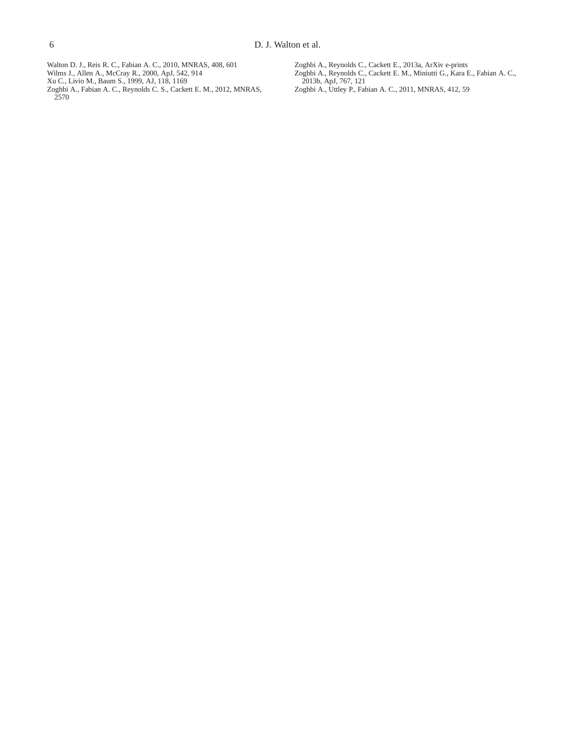Walton D. J., Reis R. C., Fabian A. C., 2010, MNRAS, 408, 601
Wilms J., Allen A., McCray R., 2000, ApJ, 542, 914
Xu C., Livio M., Baum S., 1999, AJ, 118, 1169
Zoghbi A., Fabian A. C., Reynolds C. S., Cackett E. M., 2012, MNRAS, 2570
Zoghbi A., Reynolds C., Cackett E., 2013a, ArXiv e-prints
Zoghbi A., Reynolds C., Cackett E. M., Miniutti G., Kara E., Fabian A. C., 2013b, ApJ, 767, 121
Zoghbi A., Uttley P., Fabian A. C., 2011, MNRAS, 412, 59